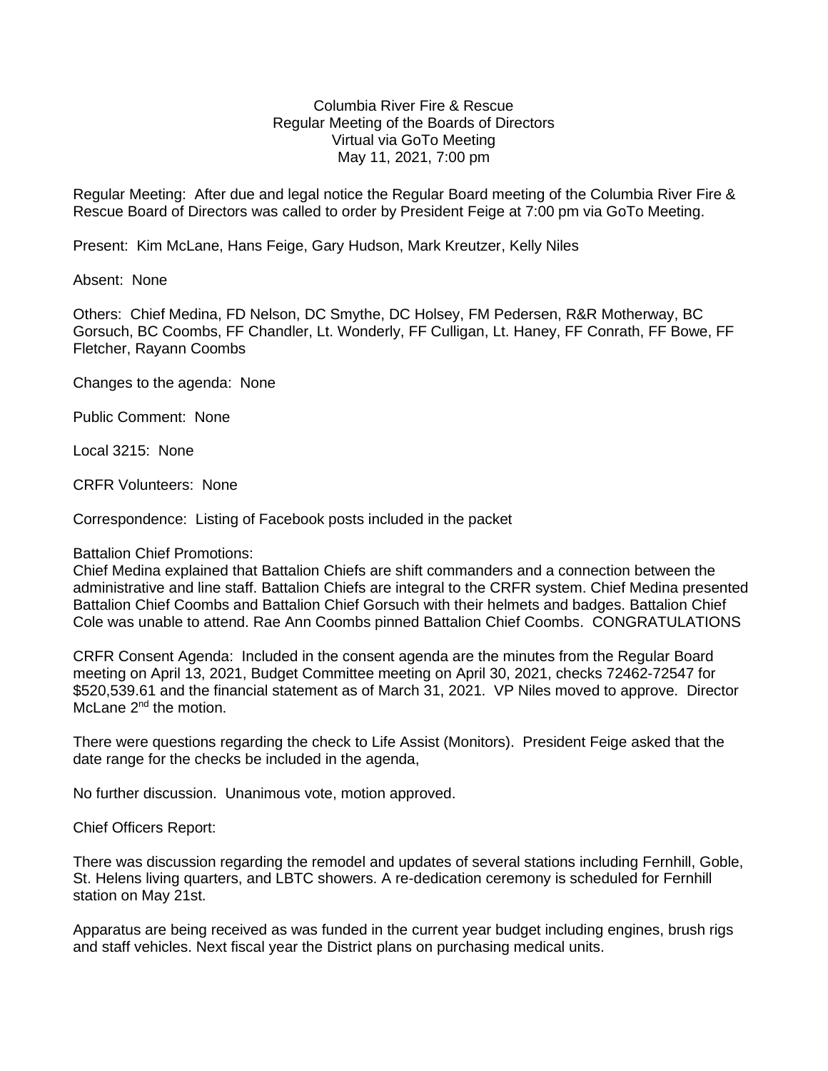Columbia River Fire & Rescue
Regular Meeting of the Boards of Directors
Virtual via GoTo Meeting
May 11, 2021, 7:00 pm

Regular Meeting: After due and legal notice the Regular Board meeting of the Columbia River Fire & Rescue Board of Directors was called to order by President Feige at 7:00 pm via GoTo Meeting.

Present: Kim McLane, Hans Feige, Gary Hudson, Mark Kreutzer, Kelly Niles

Absent: None

Others: Chief Medina, FD Nelson, DC Smythe, DC Holsey, FM Pedersen, R&R Motherway, BC Gorsuch, BC Coombs, FF Chandler, Lt. Wonderly, FF Culligan, Lt. Haney, FF Conrath, FF Bowe, FF Fletcher, Rayann Coombs

Changes to the agenda: None

Public Comment: None

Local 3215: None

CRFR Volunteers: None

Correspondence: Listing of Facebook posts included in the packet

Battalion Chief Promotions:
Chief Medina explained that Battalion Chiefs are shift commanders and a connection between the administrative and line staff. Battalion Chiefs are integral to the CRFR system. Chief Medina presented Battalion Chief Coombs and Battalion Chief Gorsuch with their helmets and badges. Battalion Chief Cole was unable to attend. Rae Ann Coombs pinned Battalion Chief Coombs. CONGRATULATIONS

CRFR Consent Agenda: Included in the consent agenda are the minutes from the Regular Board meeting on April 13, 2021, Budget Committee meeting on April 30, 2021, checks 72462-72547 for $520,539.61 and the financial statement as of March 31, 2021. VP Niles moved to approve. Director McLane 2nd the motion.

There were questions regarding the check to Life Assist (Monitors). President Feige asked that the date range for the checks be included in the agenda,

No further discussion. Unanimous vote, motion approved.

Chief Officers Report:

There was discussion regarding the remodel and updates of several stations including Fernhill, Goble, St. Helens living quarters, and LBTC showers. A re-dedication ceremony is scheduled for Fernhill station on May 21st.

Apparatus are being received as was funded in the current year budget including engines, brush rigs and staff vehicles. Next fiscal year the District plans on purchasing medical units.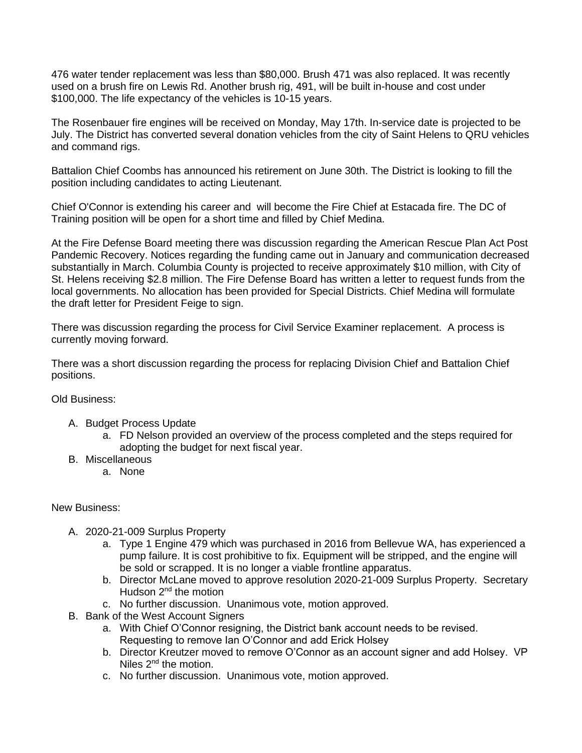476 water tender replacement was less than $80,000. Brush 471 was also replaced. It was recently used on a brush fire on Lewis Rd. Another brush rig, 491, will be built in-house and cost under $100,000. The life expectancy of the vehicles is 10-15 years.

The Rosenbauer fire engines will be received on Monday, May 17th. In-service date is projected to be July. The District has converted several donation vehicles from the city of Saint Helens to QRU vehicles and command rigs.

Battalion Chief Coombs has announced his retirement on June 30th. The District is looking to fill the position including candidates to acting Lieutenant.

Chief O'Connor is extending his career and will become the Fire Chief at Estacada fire. The DC of Training position will be open for a short time and filled by Chief Medina.

At the Fire Defense Board meeting there was discussion regarding the American Rescue Plan Act Post Pandemic Recovery. Notices regarding the funding came out in January and communication decreased substantially in March. Columbia County is projected to receive approximately $10 million, with City of St. Helens receiving $2.8 million. The Fire Defense Board has written a letter to request funds from the local governments. No allocation has been provided for Special Districts. Chief Medina will formulate the draft letter for President Feige to sign.

There was discussion regarding the process for Civil Service Examiner replacement. A process is currently moving forward.

There was a short discussion regarding the process for replacing Division Chief and Battalion Chief positions.

Old Business:

A. Budget Process Update
    a. FD Nelson provided an overview of the process completed and the steps required for adopting the budget for next fiscal year.
B. Miscellaneous
    a. None

New Business:

A. 2020-21-009 Surplus Property
    a. Type 1 Engine 479 which was purchased in 2016 from Bellevue WA, has experienced a pump failure. It is cost prohibitive to fix. Equipment will be stripped, and the engine will be sold or scrapped. It is no longer a viable frontline apparatus.
    b. Director McLane moved to approve resolution 2020-21-009 Surplus Property. Secretary Hudson 2nd the motion
    c. No further discussion. Unanimous vote, motion approved.
B. Bank of the West Account Signers
    a. With Chief O'Connor resigning, the District bank account needs to be revised. Requesting to remove Ian O'Connor and add Erick Holsey
    b. Director Kreutzer moved to remove O'Connor as an account signer and add Holsey. VP Niles 2nd the motion.
    c. No further discussion. Unanimous vote, motion approved.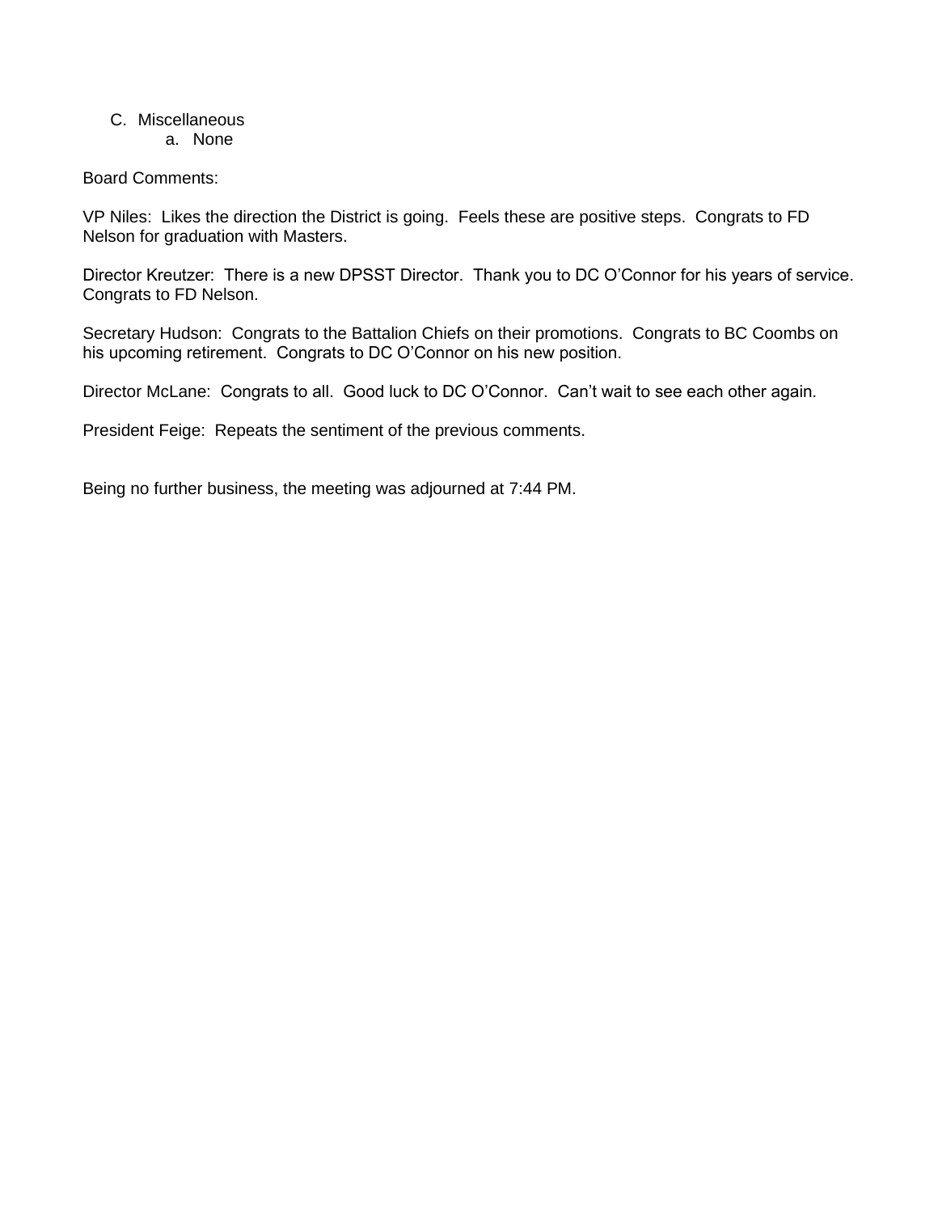C. Miscellaneous
    a. None

Board Comments:

VP Niles: Likes the direction the District is going. Feels these are positive steps. Congrats to FD Nelson for graduation with Masters.

Director Kreutzer: There is a new DPSST Director. Thank you to DC O'Connor for his years of service. Congrats to FD Nelson.

Secretary Hudson: Congrats to the Battalion Chiefs on their promotions. Congrats to BC Coombs on his upcoming retirement. Congrats to DC O'Connor on his new position.

Director McLane: Congrats to all. Good luck to DC O'Connor. Can't wait to see each other again.

President Feige: Repeats the sentiment of the previous comments.

Being no further business, the meeting was adjourned at 7:44 PM.